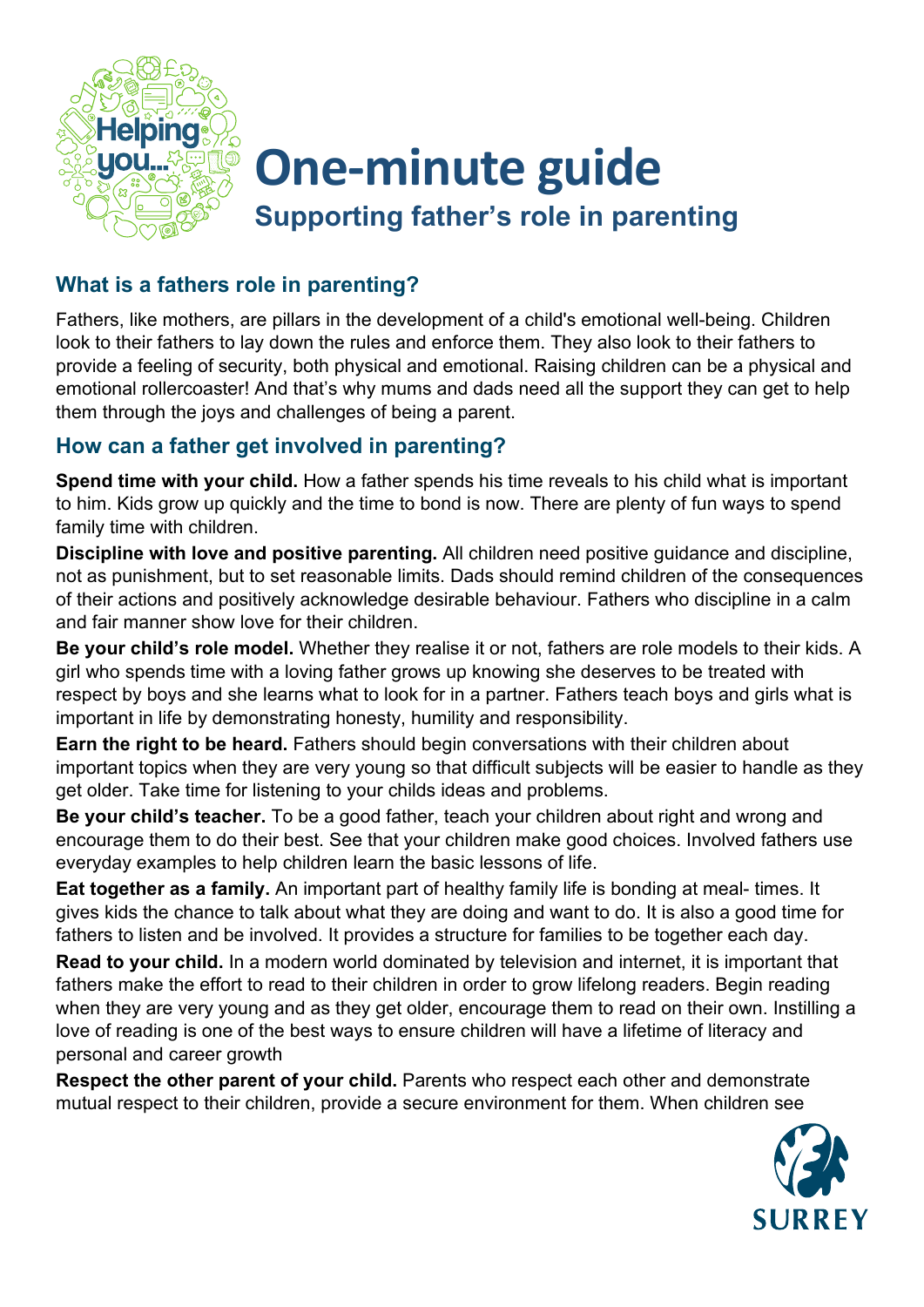# One-minute guide

## Supporting father's role in parenting

### What is a fathers role in parenting?

Fathers, like mothers, are pillars in the development of a child's emotional well-being. Children look to their fathers to lay down the rules and enforce them. They also look to their fathers to provide a feeling of security, both physical and emotional. Raising children can be a physical and emotional rollercoaster! And that's why mums and dads need all the support they can get to help them through the joys and challenges of being a parent.

### How can a father get involved in parenting?

**Spend time with your child.** How a father spends his time reveals to his child what is important to him. Kids grow up quickly and the time to bond is now. There are plenty of fun ways to spend family time with children.

**Discipline with love and positive parenting.** All children need positive guidance and discipline, not as punishment, but to set reasonable limits. Dads should remind children of the consequences of their actions and positively acknowledge desirable behaviour. Fathers who discipline in a calm and fair manner show love for their children.

**Be your child's role model.** Whether they realise it or not, fathers are role models to their kids. A girl who spends time with a loving father grows up knowing she deserves to be treated with respect by boys and she learns what to look for in a partner. Fathers teach boys and girls what is important in life by demonstrating honesty, humility and responsibility.

**Earn the right to be heard.** Fathers should begin conversations with their children about important topics when they are very young so that difficult subjects will be easier to handle as they get older. Take time for listening to your childs ideas and problems.

**Be your child's teacher.** To be a good father, teach your children about right and wrong and encourage them to do their best. See that your children make good choices. Involved fathers use everyday examples to help children learn the basic lessons of life.

**Eat together as a family.** An important part of healthy family life is bonding at meal- times. It gives kids the chance to talk about what they are doing and want to do. It is also a good time for fathers to listen and be involved. It provides a structure for families to be together each day.

**Read to your child.** In a modern world dominated by television and internet, it is important that fathers make the effort to read to their children in order to grow lifelong readers. Begin reading when they are very young and as they get older, encourage them to read on their own. Instilling a love of reading is one of the best ways to ensure children will have a lifetime of literacy and personal and career growth

**Respect the other parent of your child.** Parents who respect each other and demonstrate mutual respect to their children, provide a secure environment for them. When children see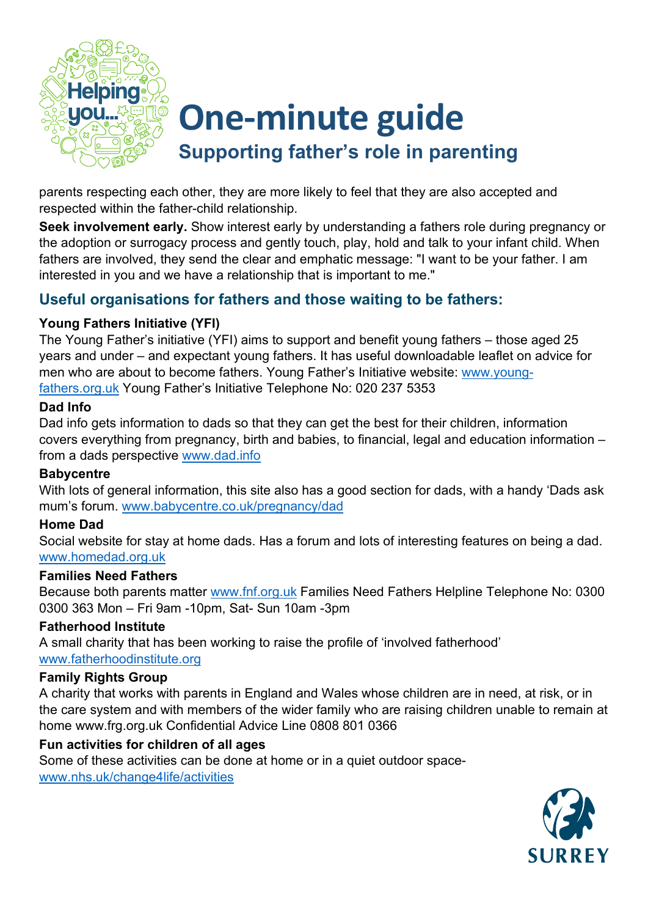# One-minute guide

## Supporting father's role in parenting

parents respecting each other, they are more likely to feel that they are also accepted and respected within the father-child relationship.

**Seek involvement early.** Show interest early by understanding a fathers role during pregnancy or the adoption or surrogacy process and gently touch, play, hold and talk to your infant child. When fathers are involved, they send the clear and emphatic message: "I want to be your father. I am interested in you and we have a relationship that is important to me."

## Useful organisations for fathers and those waiting to be fathers:

**Young Fathers Initiative (YFI)**

The Young Father's initiative (YFI) aims to support and benefit young fathers – those aged 25 years and under – and expectant young fathers. It has useful downloadable leaflet on advice for men who are about to become fathers. Young Father's Initiative website: www.young-fathers.org.uk Young Father's Initiative Telephone No: 020 237 5353

**Dad Info**

Dad info gets information to dads so that they can get the best for their children, information covers everything from pregnancy, birth and babies, to financial, legal and education information – from a dads perspective www.dad.info

**Babycentre**

With lots of general information, this site also has a good section for dads, with a handy 'Dads ask mum's forum. www.babycentre.co.uk/pregnancy/dad

**Home Dad**

Social website for stay at home dads. Has a forum and lots of interesting features on being a dad. www.homedad.org.uk

**Families Need Fathers**

Because both parents matter www.fnf.org.uk Families Need Fathers Helpline Telephone No: 0300 0300 363 Mon – Fri 9am -10pm, Sat- Sun 10am -3pm

**Fatherhood Institute**

A small charity that has been working to raise the profile of 'involved fatherhood' www.fatherhoodinstitute.org

**Family Rights Group**

A charity that works with parents in England and Wales whose children are in need, at risk, or in the care system and with members of the wider family who are raising children unable to remain at home www.frg.org.uk Confidential Advice Line 0808 801 0366

**Fun activities for children of all ages**

Some of these activities can be done at home or in a quiet outdoor space- www.nhs.uk/change4life/activities